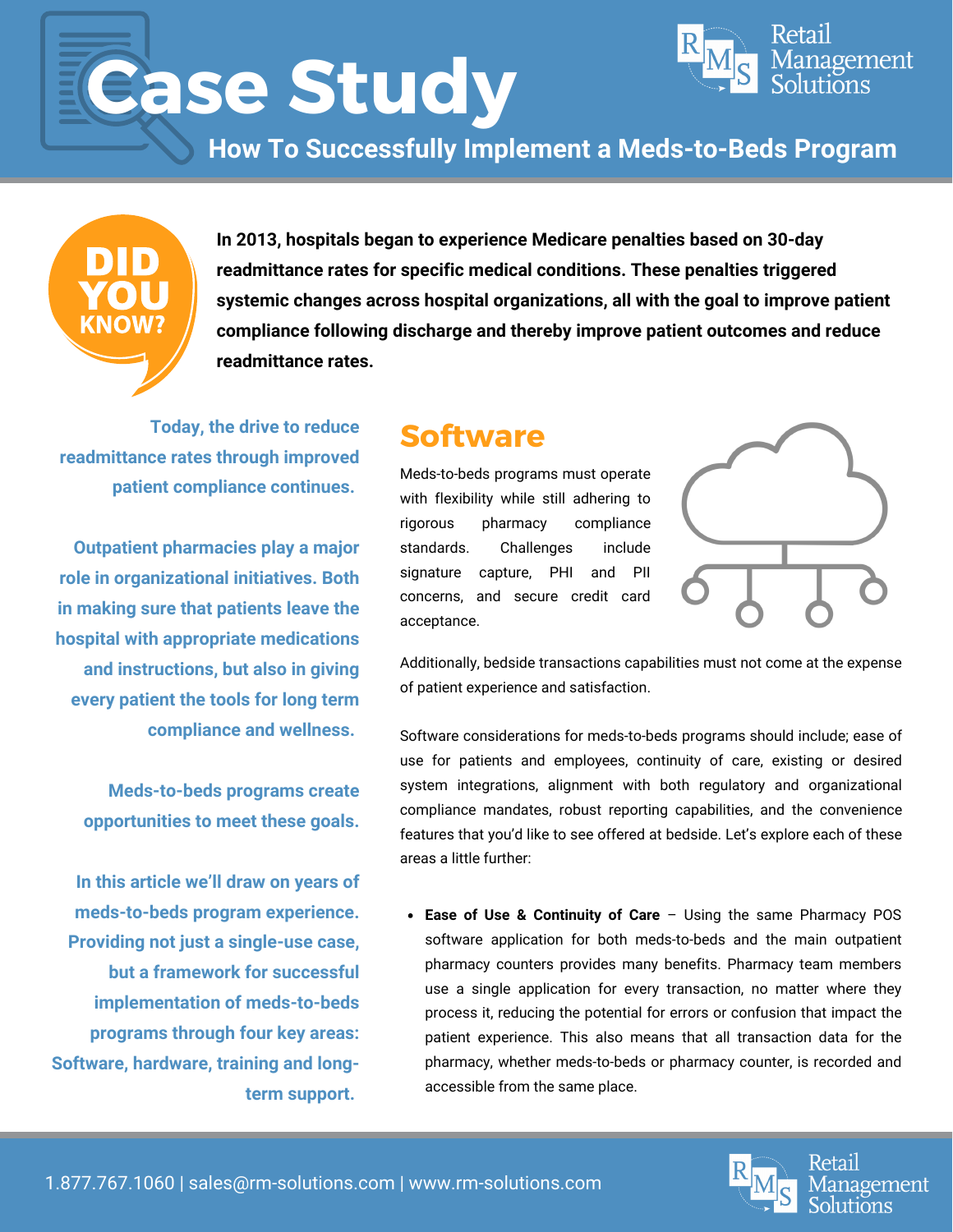# Case Study

## How To Successfully Implement a Meds-to-Beds Program

**DID YOU KNOW?**

**In 2013, hospitals began to experience Medicare penalties based on 30-day readmittance rates for specific medical conditions. These penalties triggered systemic changes across hospital organizations, all with the goal to improve patient compliance following discharge and thereby improve patient outcomes and reduce readmittance rates.**

**Today, the drive to reduce readmittance rates through improved patient compliance continues.**

**Outpatient pharmacies play a major role in organizational initiatives. Both in making sure that patients leave the hospital with appropriate medications and instructions, but also in giving every patient the tools for long term compliance and wellness.**

**Meds-to-beds programs create opportunities to meet these goals.**

**In this article we'll draw on years of meds-to-beds program experience. Providing not just a single-use case, but a framework for successful implementation of meds-to-beds programs through four key areas: Software, hardware, training and long-term support.**

## Software

Meds-to-beds programs must operate with flexibility while still adhering to rigorous pharmacy compliance standards. Challenges include signature capture, PHI and PII concerns, and secure credit card acceptance.

Additionally, bedside transactions capabilities must not come at the expense of patient experience and satisfaction.

Software considerations for meds-to-beds programs should include; ease of use for patients and employees, continuity of care, existing or desired system integrations, alignment with both regulatory and organizational compliance mandates, robust reporting capabilities, and the convenience features that you'd like to see offered at bedside. Let's explore each of these areas a little further:

- **Ease of Use & Continuity of Care** – Using the same Pharmacy POS software application for both meds-to-beds and the main outpatient pharmacy counters provides many benefits. Pharmacy team members use a single application for every transaction, no matter where they process it, reducing the potential for errors or confusion that impact the patient experience. This also means that all transaction data for the pharmacy, whether meds-to-beds or pharmacy counter, is recorded and accessible from the same place.

1.877.767.1060 | sales@rm-solutions.com | www.rm-solutions.com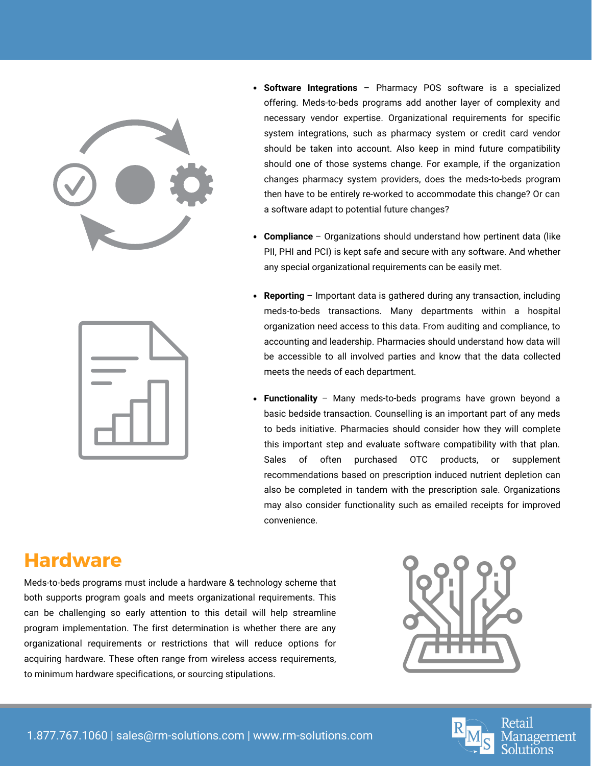- **Software Integrations** – Pharmacy POS software is a specialized offering. Meds-to-beds programs add another layer of complexity and necessary vendor expertise. Organizational requirements for specific system integrations, such as pharmacy system or credit card vendor should be taken into account. Also keep in mind future compatibility should one of those systems change. For example, if the organization changes pharmacy system providers, does the meds-to-beds program then have to be entirely re-worked to accommodate this change? Or can a software adapt to potential future changes?

- **Compliance** – Organizations should understand how pertinent data (like PII, PHI and PCI) is kept safe and secure with any software. And whether any special organizational requirements can be easily met.

- **Reporting** – Important data is gathered during any transaction, including meds-to-beds transactions. Many departments within a hospital organization need access to this data. From auditing and compliance, to accounting and leadership. Pharmacies should understand how data will be accessible to all involved parties and know that the data collected meets the needs of each department.

- **Functionality** – Many meds-to-beds programs have grown beyond a basic bedside transaction. Counselling is an important part of any meds to beds initiative. Pharmacies should consider how they will complete this important step and evaluate software compatibility with that plan. Sales of often purchased OTC products, or supplement recommendations based on prescription induced nutrient depletion can also be completed in tandem with the prescription sale. Organizations may also consider functionality such as emailed receipts for improved convenience.

## Hardware

Meds-to-beds programs must include a hardware & technology scheme that both supports program goals and meets organizational requirements. This can be challenging so early attention to this detail will help streamline program implementation. The first determination is whether there are any organizational requirements or restrictions that will reduce options for acquiring hardware. These often range from wireless access requirements, to minimum hardware specifications, or sourcing stipulations.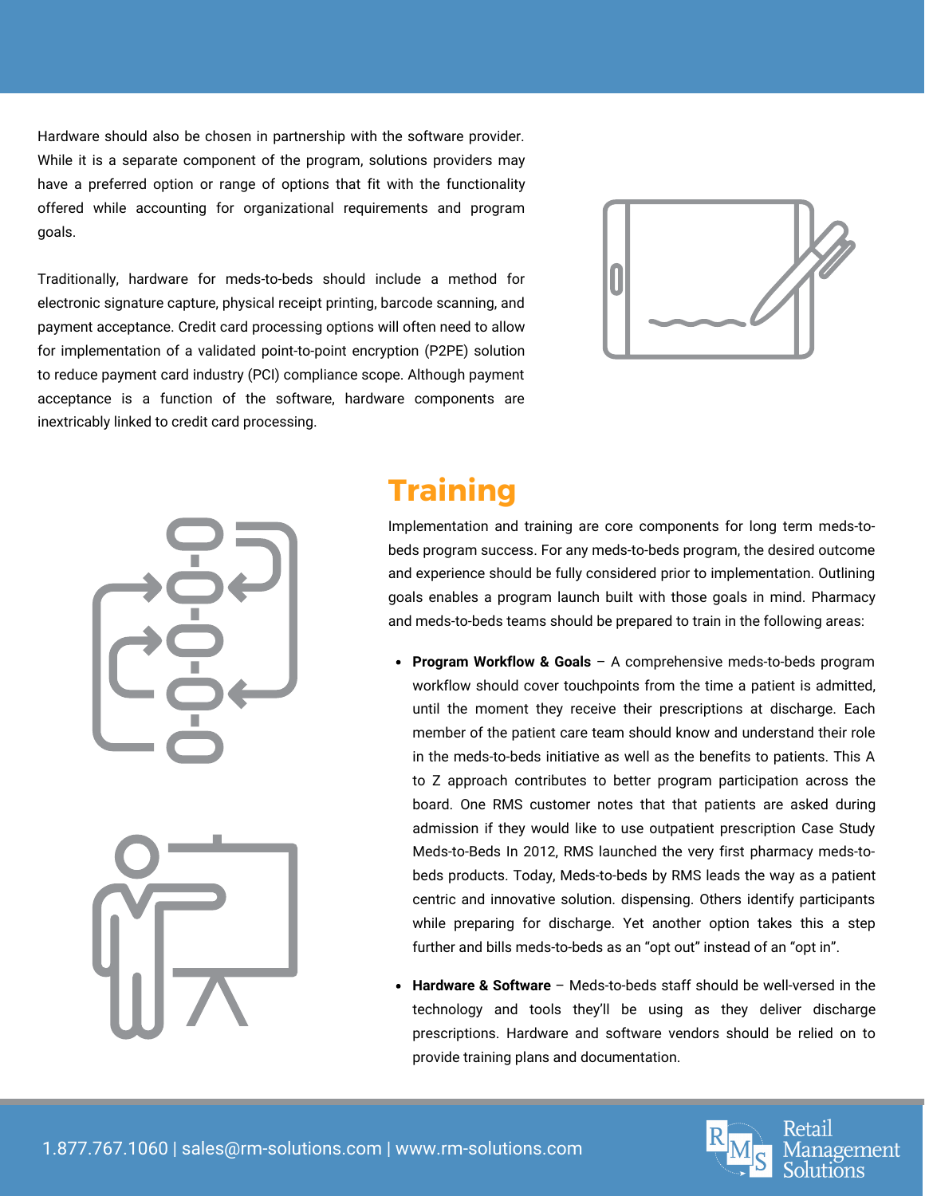Hardware should also be chosen in partnership with the software provider. While it is a separate component of the program, solutions providers may have a preferred option or range of options that fit with the functionality offered while accounting for organizational requirements and program goals.

Traditionally, hardware for meds-to-beds should include a method for electronic signature capture, physical receipt printing, barcode scanning, and payment acceptance. Credit card processing options will often need to allow for implementation of a validated point-to-point encryption (P2PE) solution to reduce payment card industry (PCI) compliance scope. Although payment acceptance is a function of the software, hardware components are inextricably linked to credit card processing.

## Training

Implementation and training are core components for long term meds-to-beds program success. For any meds-to-beds program, the desired outcome and experience should be fully considered prior to implementation. Outlining goals enables a program launch built with those goals in mind. Pharmacy and meds-to-beds teams should be prepared to train in the following areas:

- **Program Workflow & Goals** – A comprehensive meds-to-beds program workflow should cover touchpoints from the time a patient is admitted, until the moment they receive their prescriptions at discharge. Each member of the patient care team should know and understand their role in the meds-to-beds initiative as well as the benefits to patients. This A to Z approach contributes to better program participation across the board. One RMS customer notes that that patients are asked during admission if they would like to use outpatient prescription Case Study Meds-to-Beds In 2012, RMS launched the very first pharmacy meds-to-beds products. Today, Meds-to-beds by RMS leads the way as a patient centric and innovative solution. dispensing. Others identify participants while preparing for discharge. Yet another option takes this a step further and bills meds-to-beds as an "opt out" instead of an "opt in".
- **Hardware & Software** – Meds-to-beds staff should be well-versed in the technology and tools they'll be using as they deliver discharge prescriptions. Hardware and software vendors should be relied on to provide training plans and documentation.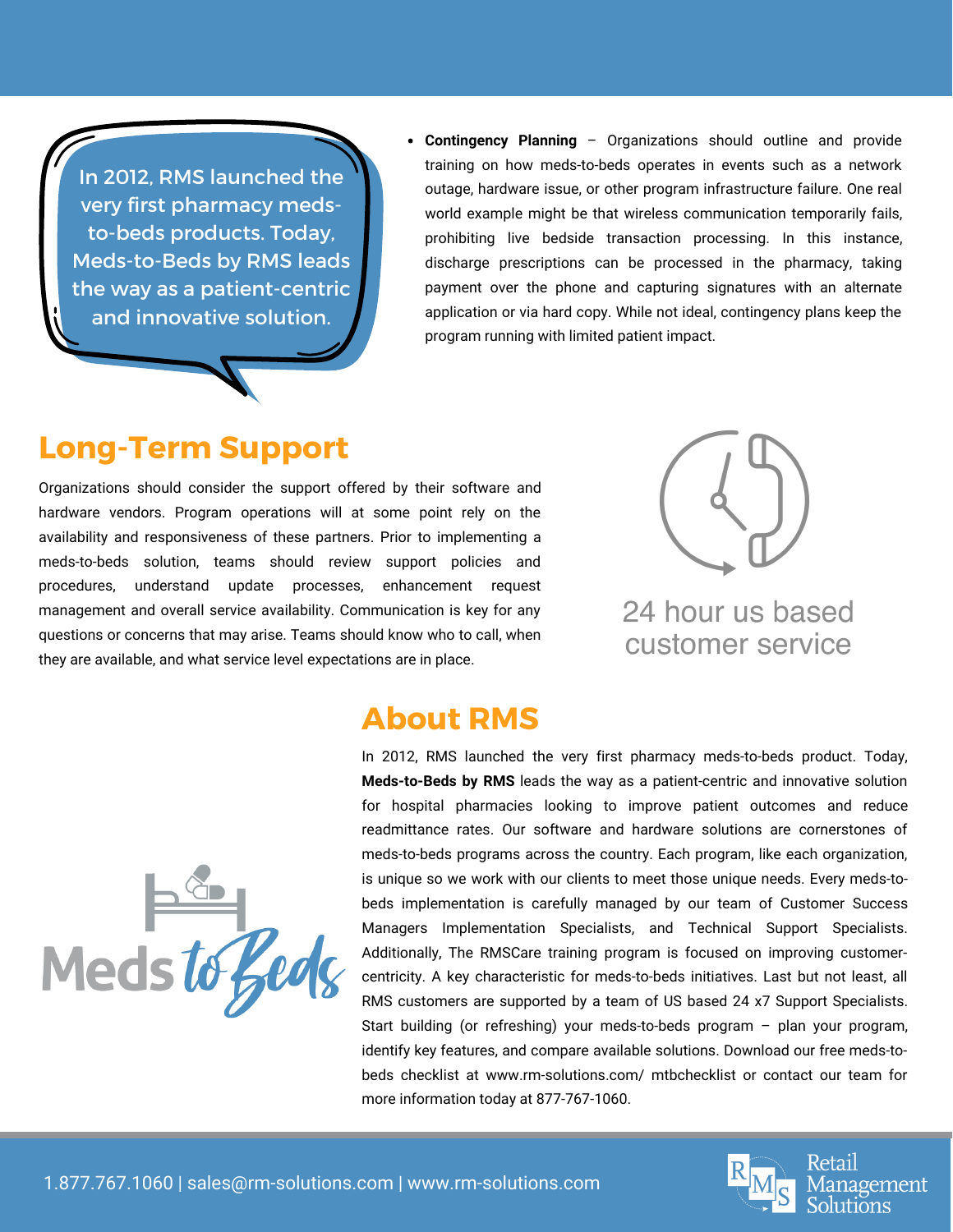In 2012, RMS launched the very first pharmacy meds-to-beds products. Today, Meds-to-Beds by RMS leads the way as a patient-centric and innovative solution.

- **Contingency Planning** – Organizations should outline and provide training on how meds-to-beds operates in events such as a network outage, hardware issue, or other program infrastructure failure. One real world example might be that wireless communication temporarily fails, prohibiting live bedside transaction processing. In this instance, discharge prescriptions can be processed in the pharmacy, taking payment over the phone and capturing signatures with an alternate application or via hard copy. While not ideal, contingency plans keep the program running with limited patient impact.

## Long-Term Support

Organizations should consider the support offered by their software and hardware vendors. Program operations will at some point rely on the availability and responsiveness of these partners. Prior to implementing a meds-to-beds solution, teams should review support policies and procedures, understand update processes, enhancement request management and overall service availability. Communication is key for any questions or concerns that may arise. Teams should know who to call, when they are available, and what service level expectations are in place.

24 hour us based customer service

## About RMS

In 2012, RMS launched the very first pharmacy meds-to-beds product. Today, **Meds-to-Beds by RMS** leads the way as a patient-centric and innovative solution for hospital pharmacies looking to improve patient outcomes and reduce readmittance rates. Our software and hardware solutions are cornerstones of meds-to-beds programs across the country. Each program, like each organization, is unique so we work with our clients to meet those unique needs. Every meds-to-beds implementation is carefully managed by our team of Customer Success Managers Implementation Specialists, and Technical Support Specialists. Additionally, The RMSCare training program is focused on improving customer-centricity. A key characteristic for meds-to-beds initiatives. Last but not least, all RMS customers are supported by a team of US based 24 x7 Support Specialists. Start building (or refreshing) your meds-to-beds program – plan your program, identify key features, and compare available solutions. Download our free meds-to-beds checklist at www.rm-solutions.com/ mtbchecklist or contact our team for more information today at 877-767-1060.

Meds to Beds

1.877.767.1060 | sales@rm-solutions.com | www.rm-solutions.com

Retail Management Solutions